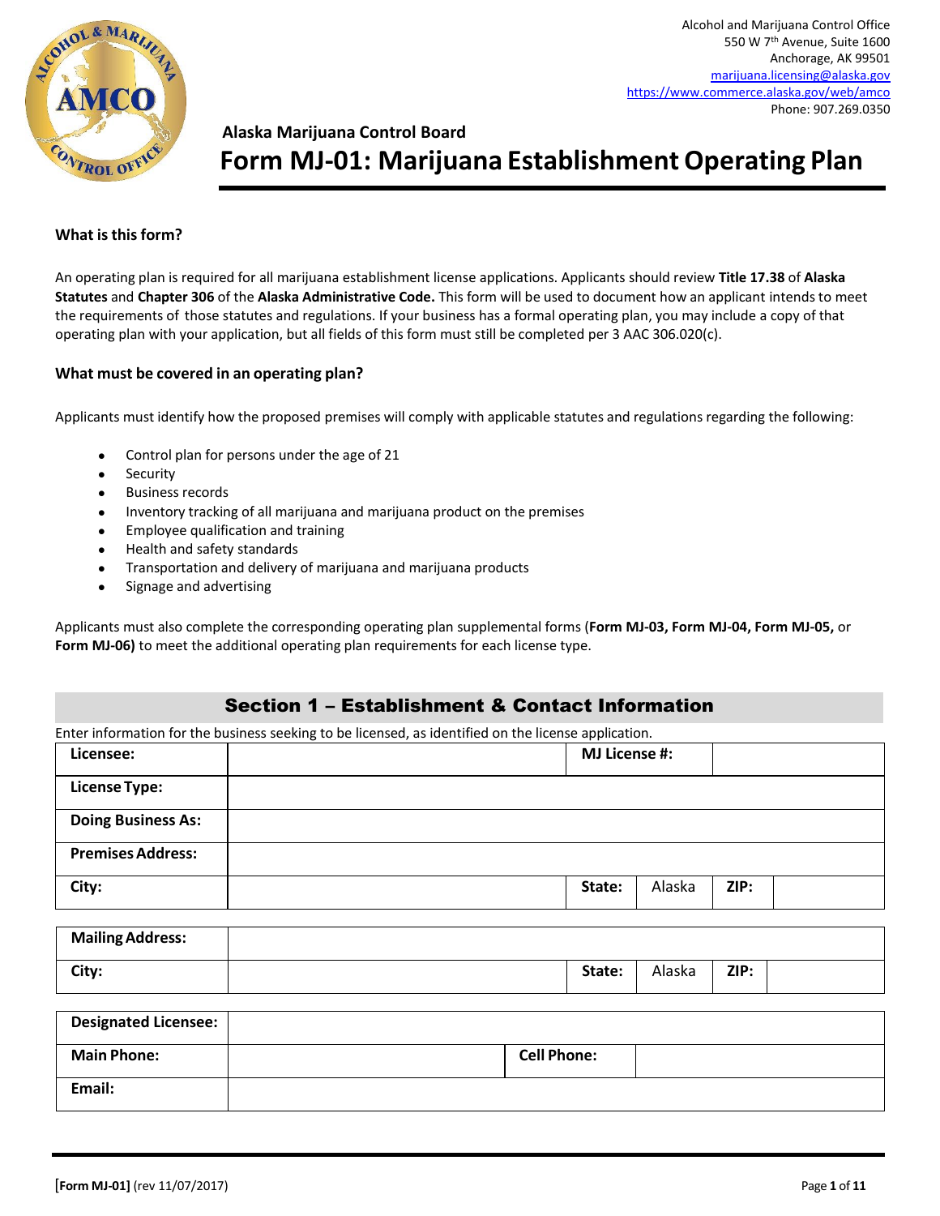Alcohol and Marijuana Control Office
550 W 7th Avenue, Suite 1600
Anchorage, AK 99501
marijuana.licensing@alaska.gov
https://www.commerce.alaska.gov/web/amco
Phone: 907.269.0350

## Alaska Marijuana Control Board

# Form MJ-01: Marijuana Establishment Operating Plan

### What is this form?

An operating plan is required for all marijuana establishment license applications. Applicants should review **Title 17.38** of **Alaska Statutes** and **Chapter 306** of the **Alaska Administrative Code.** This form will be used to document how an applicant intends to meet the requirements of those statutes and regulations. If your business has a formal operating plan, you may include a copy of that operating plan with your application, but all fields of this form must still be completed per 3 AAC 306.020(c).

### What must be covered in an operating plan?

Applicants must identify how the proposed premises will comply with applicable statutes and regulations regarding the following:

- Control plan for persons under the age of 21
- Security
- Business records
- Inventory tracking of all marijuana and marijuana product on the premises
- Employee qualification and training
- Health and safety standards
- Transportation and delivery of marijuana and marijuana products
- Signage and advertising

Applicants must also complete the corresponding operating plan supplemental forms (**Form MJ-03, Form MJ-04, Form MJ-05,** or **Form MJ-06)** to meet the additional operating plan requirements for each license type.

## Section 1 – Establishment & Contact Information

Enter information for the business seeking to be licensed, as identified on the license application.

| **Licensee:** | | **MJ License #:** | | | |
|---|---|---|---|---|---|
| **License Type:** | | | | | |
| **Doing Business As:** | | | | | |
| **Premises Address:** | | | | | |
| **City:** | | **State:** | Alaska | **ZIP:** | |

| **Mailing Address:** | | | | | |
|---|---|---|---|---|---|
| **City:** | | **State:** | Alaska | **ZIP:** | |

| **Designated Licensee:** | | | |
|---|---|---|---|
| **Main Phone:** | | **Cell Phone:** | |
| **Email:** | | | |

[Form MJ-01] (rev 11/07/2017)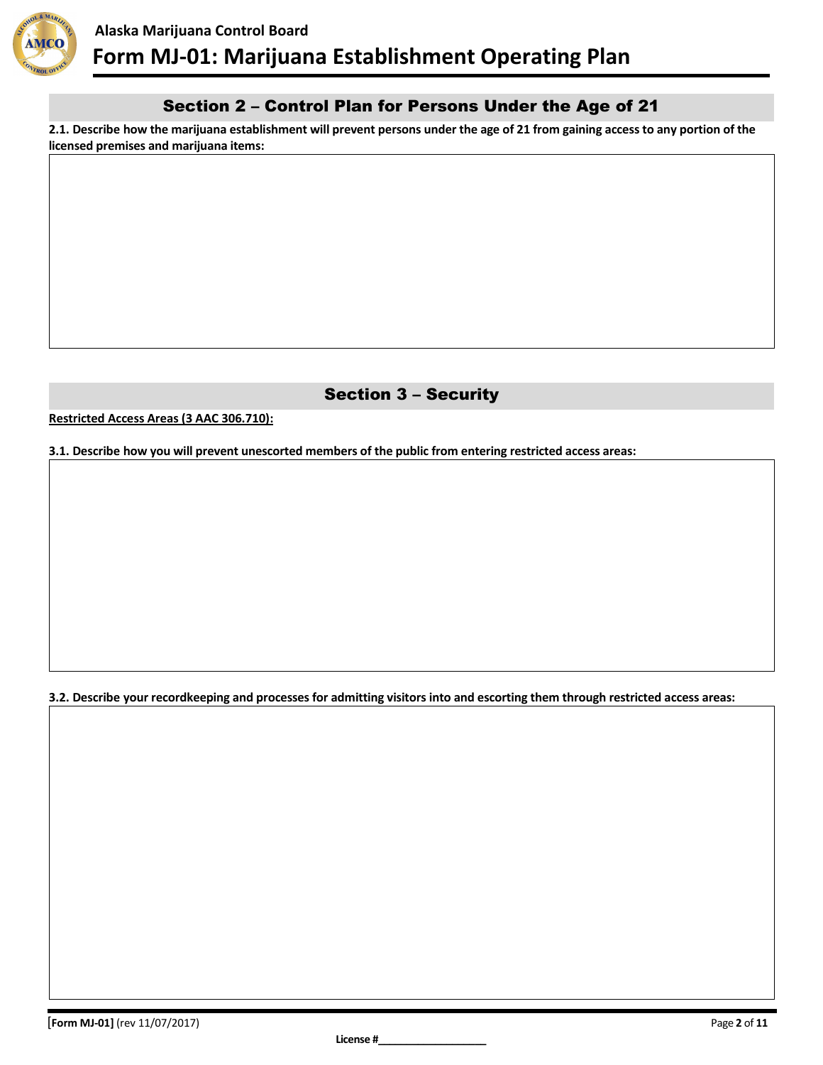## Section 2 – Control Plan for Persons Under the Age of 21

**2.1. Describe how the marijuana establishment will prevent persons under the age of 21 from gaining access to any portion of the licensed premises and marijuana items:**

## Section 3 – Security

**Restricted Access Areas (3 AAC 306.710):**

**3.1. Describe how you will prevent unescorted members of the public from entering restricted access areas:**

**3.2. Describe your recordkeeping and processes for admitting visitors into and escorting them through restricted access areas:**

**License #___________________**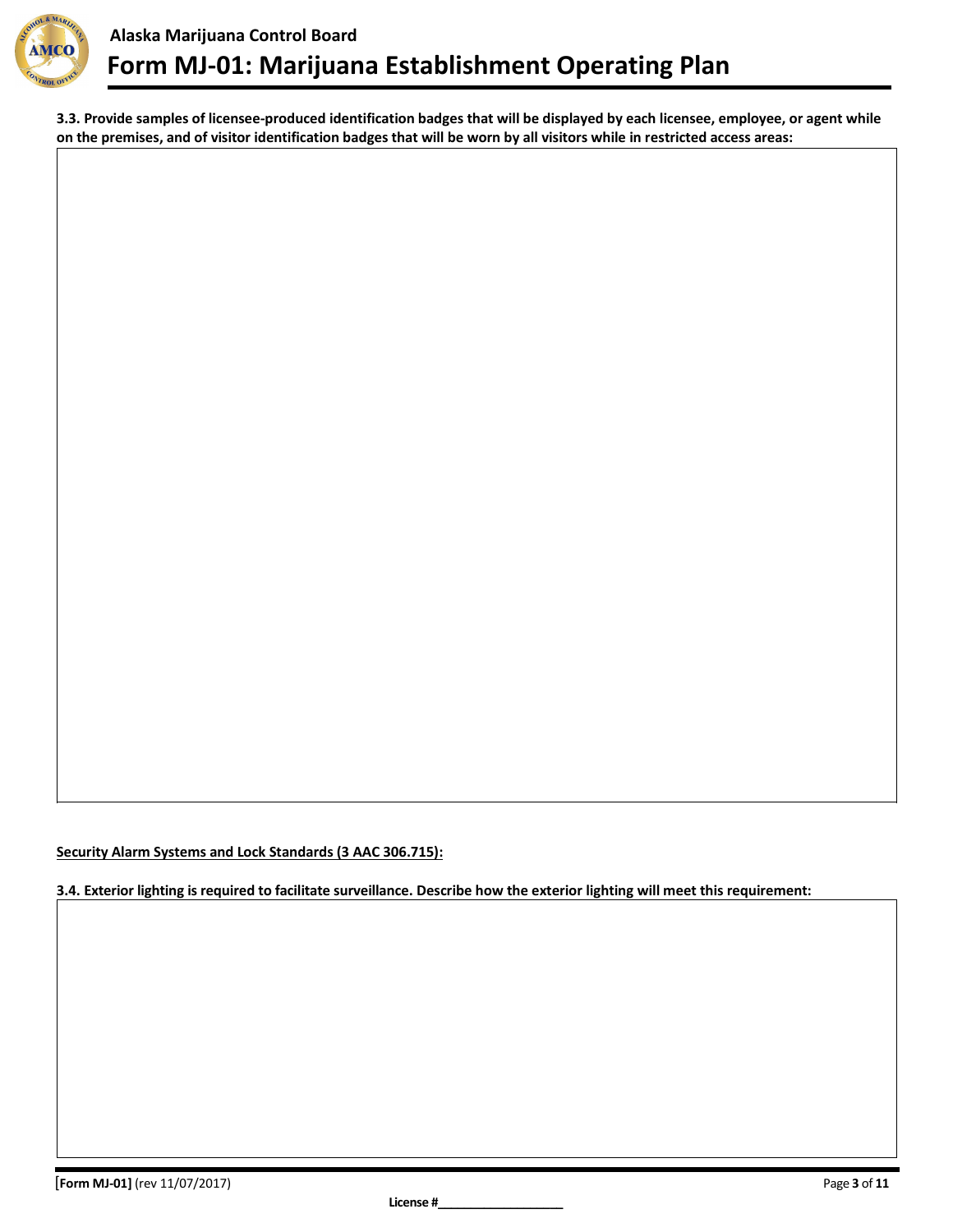**3.3. Provide samples of licensee-produced identification badges that will be displayed by each licensee, employee, or agent while on the premises, and of visitor identification badges that will be worn by all visitors while in restricted access areas:**

**Security Alarm Systems and Lock Standards (3 AAC 306.715):**

**3.4. Exterior lighting is required to facilitate surveillance. Describe how the exterior lighting will meet this requirement:**

License #__________________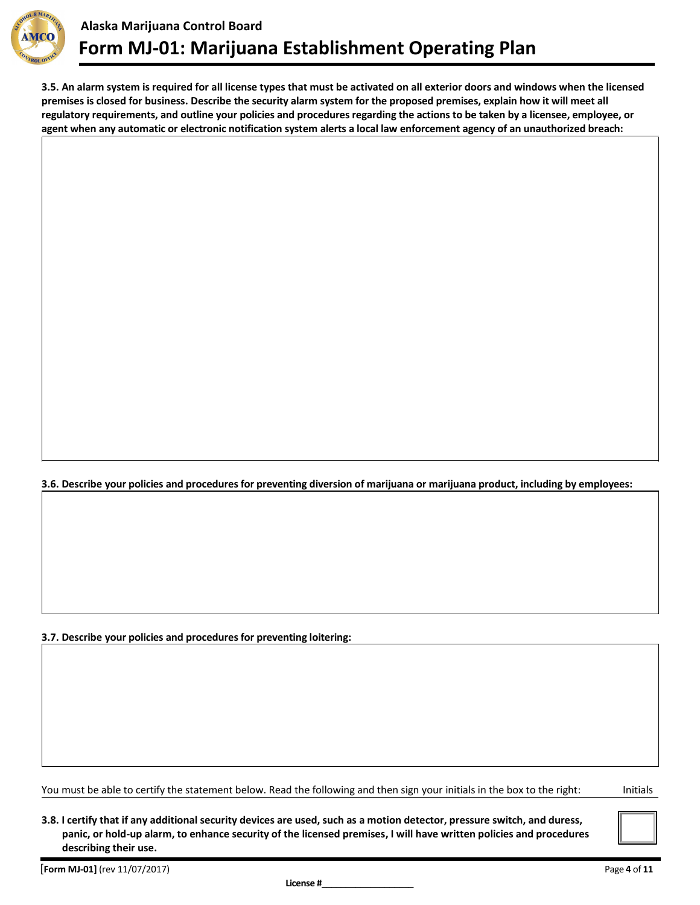**3.5. An alarm system is required for all license types that must be activated on all exterior doors and windows when the licensed premises is closed for business. Describe the security alarm system for the proposed premises, explain how it will meet all regulatory requirements, and outline your policies and procedures regarding the actions to be taken by a licensee, employee, or agent when any automatic or electronic notification system alerts a local law enforcement agency of an unauthorized breach:**

**3.6. Describe your policies and procedures for preventing diversion of marijuana or marijuana product, including by employees:**

**3.7. Describe your policies and procedures for preventing loitering:**

You must be able to certify the statement below. Read the following and then sign your initials in the box to the right: Initials

**3.8. I certify that if any additional security devices are used, such as a motion detector, pressure switch, and duress, panic, or hold-up alarm, to enhance security of the licensed premises, I will have written policies and procedures describing their use.**

**[Form MJ-01]** (rev 11/07/2017)

**License #**__________________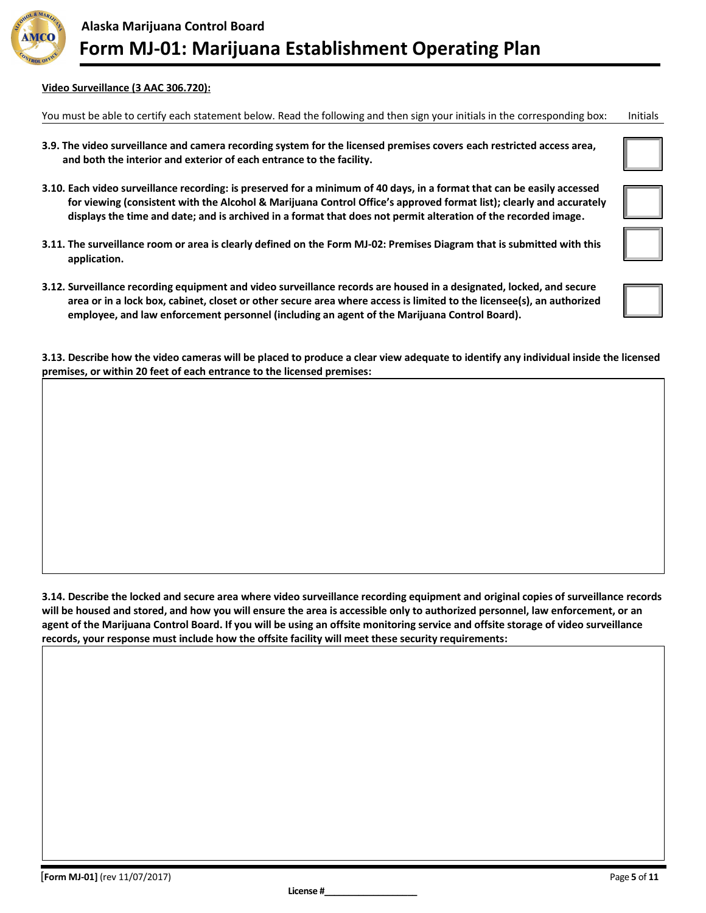**Video Surveillance (3 AAC 306.720):**

You must be able to certify each statement below. Read the following and then sign your initials in the corresponding box: Initials

| Statement | Initials |
|---|---|
| **3.9. The video surveillance and camera recording system for the licensed premises covers each restricted access area, and both the interior and exterior of each entrance to the facility.** | |
| **3.10. Each video surveillance recording: is preserved for a minimum of 40 days, in a format that can be easily accessed for viewing (consistent with the Alcohol & Marijuana Control Office's approved format list); clearly and accurately displays the time and date; and is archived in a format that does not permit alteration of the recorded image.** | |
| **3.11. The surveillance room or area is clearly defined on the Form MJ-02: Premises Diagram that is submitted with this application.** | |
| **3.12. Surveillance recording equipment and video surveillance records are housed in a designated, locked, and secure area or in a lock box, cabinet, closet or other secure area where access is limited to the licensee(s), an authorized employee, and law enforcement personnel (including an agent of the Marijuana Control Board).** | |

**3.13. Describe how the video cameras will be placed to produce a clear view adequate to identify any individual inside the licensed premises, or within 20 feet of each entrance to the licensed premises:**

**3.14. Describe the locked and secure area where video surveillance recording equipment and original copies of surveillance records will be housed and stored, and how you will ensure the area is accessible only to authorized personnel, law enforcement, or an agent of the Marijuana Control Board. If you will be using an offsite monitoring service and offsite storage of video surveillance records, your response must include how the offsite facility will meet these security requirements:**

License #__________________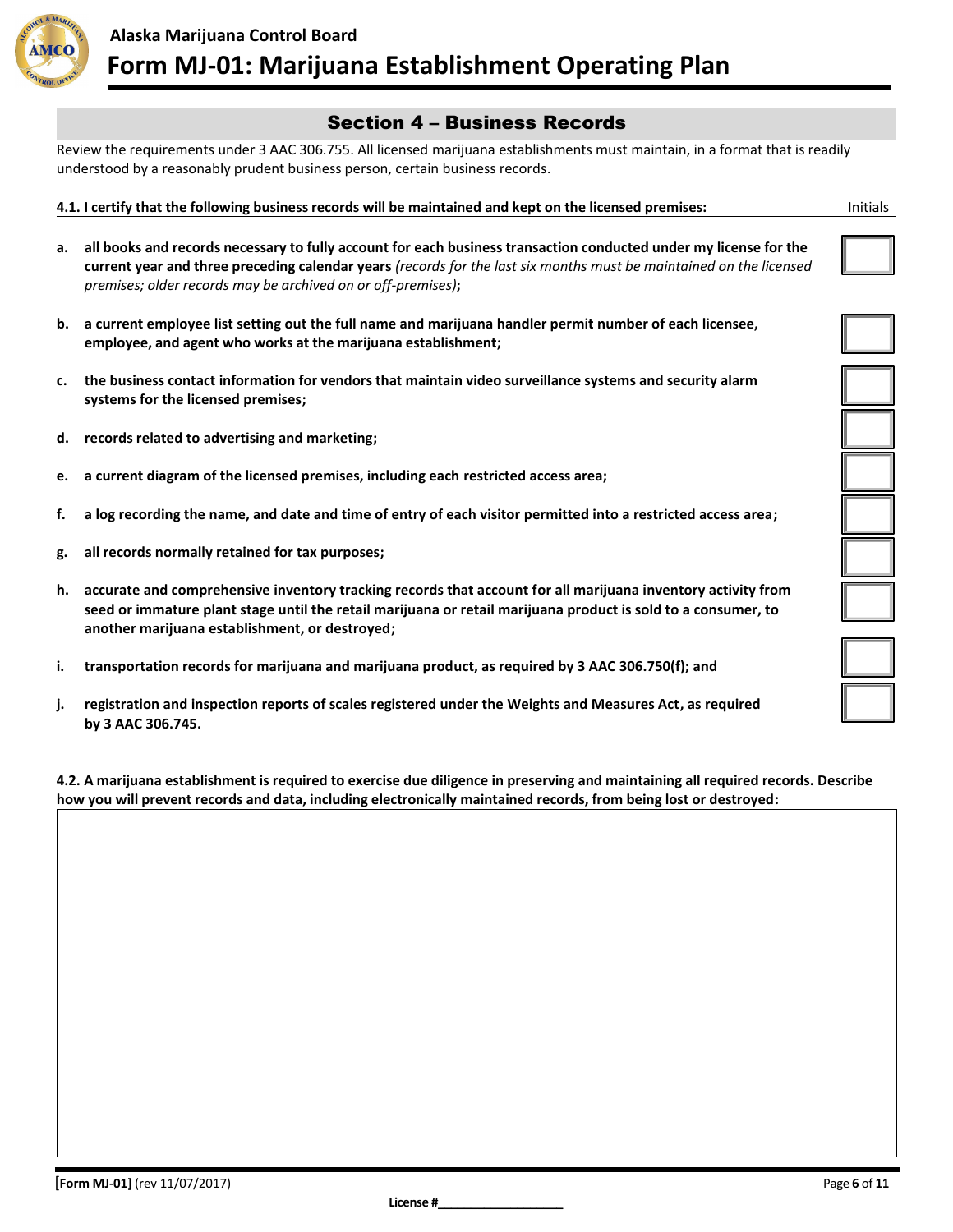## Section 4 – Business Records

Review the requirements under 3 AAC 306.755. All licensed marijuana establishments must maintain, in a format that is readily understood by a reasonably prudent business person, certain business records.

**4.1. I certify that the following business records will be maintained and kept on the licensed premises:** Initials

- **a. all books and records necessary to fully account for each business transaction conducted under my license for the current year and three preceding calendar years** *(records for the last six months must be maintained on the licensed premises; older records may be archived on or off-premises)***;** ☐
- **b. a current employee list setting out the full name and marijuana handler permit number of each licensee, employee, and agent who works at the marijuana establishment;** ☐
- **c. the business contact information for vendors that maintain video surveillance systems and security alarm systems for the licensed premises;** ☐
- **d. records related to advertising and marketing;** ☐
- **e. a current diagram of the licensed premises, including each restricted access area;** ☐
- **f. a log recording the name, and date and time of entry of each visitor permitted into a restricted access area;** ☐
- **g. all records normally retained for tax purposes;** ☐
- **h. accurate and comprehensive inventory tracking records that account for all marijuana inventory activity from seed or immature plant stage until the retail marijuana or retail marijuana product is sold to a consumer, to another marijuana establishment, or destroyed;** ☐
- **i. transportation records for marijuana and marijuana product, as required by 3 AAC 306.750(f); and** ☐
- **j. registration and inspection reports of scales registered under the Weights and Measures Act, as required by 3 AAC 306.745.** ☐

**4.2. A marijuana establishment is required to exercise due diligence in preserving and maintaining all required records. Describe how you will prevent records and data, including electronically maintained records, from being lost or destroyed:**

**[Form MJ-01]** (rev 11/07/2017)

**License #\_\_\_\_\_\_\_\_\_\_\_\_\_\_\_\_\_\_**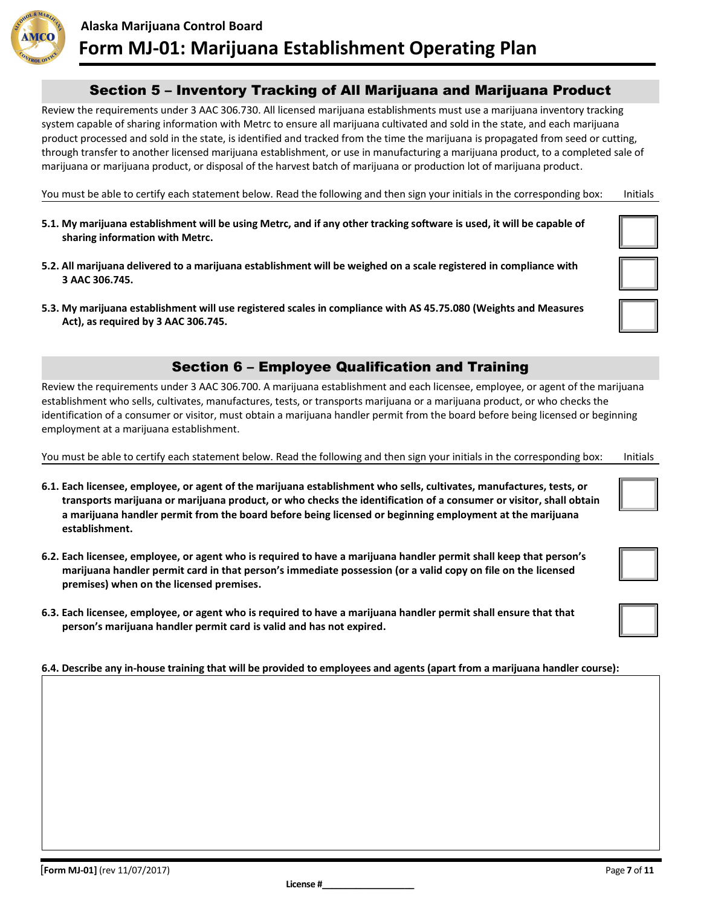## Section 5 – Inventory Tracking of All Marijuana and Marijuana Product

Review the requirements under 3 AAC 306.730. All licensed marijuana establishments must use a marijuana inventory tracking system capable of sharing information with Metrc to ensure all marijuana cultivated and sold in the state, and each marijuana product processed and sold in the state, is identified and tracked from the time the marijuana is propagated from seed or cutting, through transfer to another licensed marijuana establishment, or use in manufacturing a marijuana product, to a completed sale of marijuana or marijuana product, or disposal of the harvest batch of marijuana or production lot of marijuana product.

You must be able to certify each statement below. Read the following and then sign your initials in the corresponding box: Initials

| Statement | Initials |
|---|---|
| **5.1. My marijuana establishment will be using Metrc, and if any other tracking software is used, it will be capable of sharing information with Metrc.** | |
| **5.2. All marijuana delivered to a marijuana establishment will be weighed on a scale registered in compliance with 3 AAC 306.745.** | |
| **5.3. My marijuana establishment will use registered scales in compliance with AS 45.75.080 (Weights and Measures Act), as required by 3 AAC 306.745.** | |

## Section 6 – Employee Qualification and Training

Review the requirements under 3 AAC 306.700. A marijuana establishment and each licensee, employee, or agent of the marijuana establishment who sells, cultivates, manufactures, tests, or transports marijuana or a marijuana product, or who checks the identification of a consumer or visitor, must obtain a marijuana handler permit from the board before being licensed or beginning employment at a marijuana establishment.

You must be able to certify each statement below. Read the following and then sign your initials in the corresponding box: Initials

| Statement | Initials |
|---|---|
| **6.1. Each licensee, employee, or agent of the marijuana establishment who sells, cultivates, manufactures, tests, or transports marijuana or marijuana product, or who checks the identification of a consumer or visitor, shall obtain a marijuana handler permit from the board before being licensed or beginning employment at the marijuana establishment.** | |
| **6.2. Each licensee, employee, or agent who is required to have a marijuana handler permit shall keep that person's marijuana handler permit card in that person's immediate possession (or a valid copy on file on the licensed premises) when on the licensed premises.** | |
| **6.3. Each licensee, employee, or agent who is required to have a marijuana handler permit shall ensure that that person's marijuana handler permit card is valid and has not expired.** | |

**6.4. Describe any in-house training that will be provided to employees and agents (apart from a marijuana handler course):**

**License #**\_\_\_\_\_\_\_\_\_\_\_\_\_\_\_\_\_\_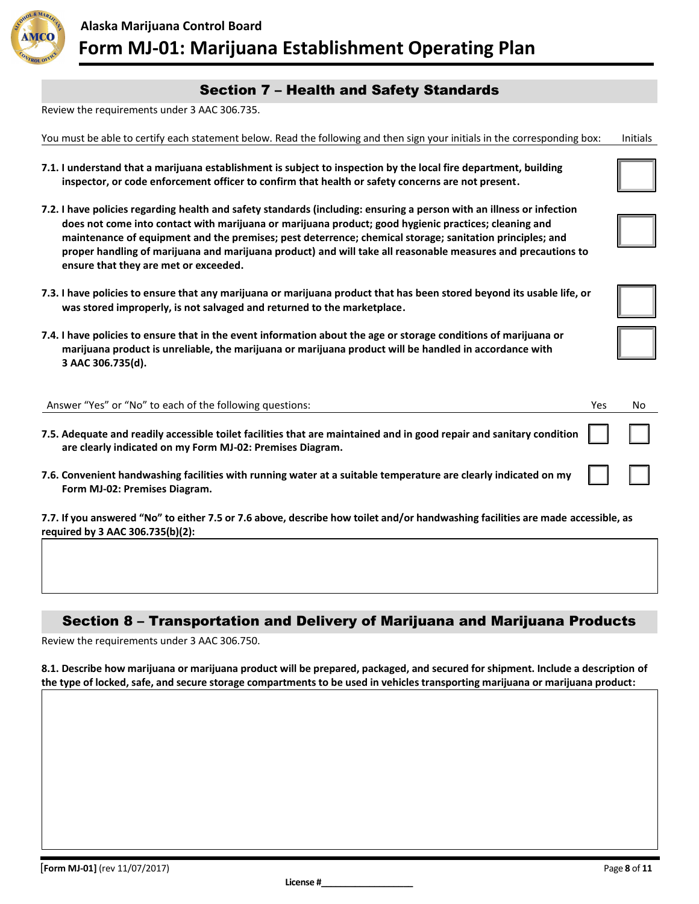## Section 7 – Health and Safety Standards

Review the requirements under 3 AAC 306.735.

You must be able to certify each statement below. Read the following and then sign your initials in the corresponding box:

| Statement | Initials |
|---|---|
| **7.1. I understand that a marijuana establishment is subject to inspection by the local fire department, building inspector, or code enforcement officer to confirm that health or safety concerns are not present.** | |
| **7.2. I have policies regarding health and safety standards (including: ensuring a person with an illness or infection does not come into contact with marijuana or marijuana product; good hygienic practices; cleaning and maintenance of equipment and the premises; pest deterrence; chemical storage; sanitation principles; and proper handling of marijuana and marijuana product) and will take all reasonable measures and precautions to ensure that they are met or exceeded.** | |
| **7.3. I have policies to ensure that any marijuana or marijuana product that has been stored beyond its usable life, or was stored improperly, is not salvaged and returned to the marketplace.** | |
| **7.4. I have policies to ensure that in the event information about the age or storage conditions of marijuana or marijuana product is unreliable, the marijuana or marijuana product will be handled in accordance with 3 AAC 306.735(d).** | |

Answer "Yes" or "No" to each of the following questions:

| Question | Yes | No |
|---|---|---|
| **7.5. Adequate and readily accessible toilet facilities that are maintained and in good repair and sanitary condition are clearly indicated on my Form MJ-02: Premises Diagram.** | ☐ | ☐ |
| **7.6. Convenient handwashing facilities with running water at a suitable temperature are clearly indicated on my Form MJ-02: Premises Diagram.** | ☐ | ☐ |

**7.7. If you answered "No" to either 7.5 or 7.6 above, describe how toilet and/or handwashing facilities are made accessible, as required by 3 AAC 306.735(b)(2):**

## Section 8 – Transportation and Delivery of Marijuana and Marijuana Products

Review the requirements under 3 AAC 306.750.

**8.1. Describe how marijuana or marijuana product will be prepared, packaged, and secured for shipment. Include a description of the type of locked, safe, and secure storage compartments to be used in vehicles transporting marijuana or marijuana product:**

**[Form MJ-01]** (rev 11/07/2017)

**License #\_\_\_\_\_\_\_\_\_\_\_\_\_\_\_\_\_\_**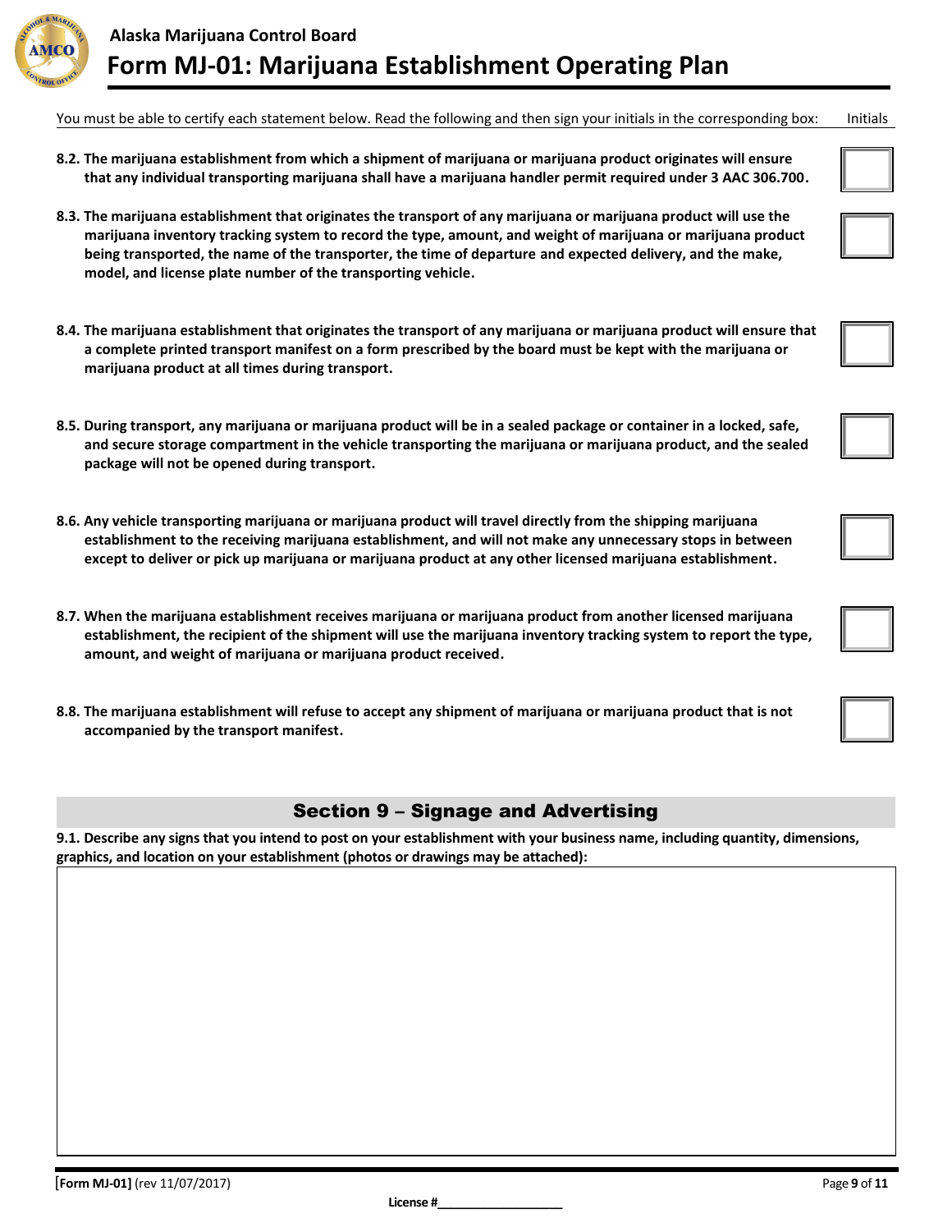You must be able to certify each statement below. Read the following and then sign your initials in the corresponding box: Initials

| Statement | Initials |
|---|---|
| **8.2. The marijuana establishment from which a shipment of marijuana or marijuana product originates will ensure that any individual transporting marijuana shall have a marijuana handler permit required under 3 AAC 306.700.** | |
| **8.3. The marijuana establishment that originates the transport of any marijuana or marijuana product will use the marijuana inventory tracking system to record the type, amount, and weight of marijuana or marijuana product being transported, the name of the transporter, the time of departure and expected delivery, and the make, model, and license plate number of the transporting vehicle.** | |
| **8.4. The marijuana establishment that originates the transport of any marijuana or marijuana product will ensure that a complete printed transport manifest on a form prescribed by the board must be kept with the marijuana or marijuana product at all times during transport.** | |
| **8.5. During transport, any marijuana or marijuana product will be in a sealed package or container in a locked, safe, and secure storage compartment in the vehicle transporting the marijuana or marijuana product, and the sealed package will not be opened during transport.** | |
| **8.6. Any vehicle transporting marijuana or marijuana product will travel directly from the shipping marijuana establishment to the receiving marijuana establishment, and will not make any unnecessary stops in between except to deliver or pick up marijuana or marijuana product at any other licensed marijuana establishment.** | |
| **8.7. When the marijuana establishment receives marijuana or marijuana product from another licensed marijuana establishment, the recipient of the shipment will use the marijuana inventory tracking system to report the type, amount, and weight of marijuana or marijuana product received.** | |
| **8.8. The marijuana establishment will refuse to accept any shipment of marijuana or marijuana product that is not accompanied by the transport manifest.** | |

## Section 9 – Signage and Advertising

**9.1. Describe any signs that you intend to post on your establishment with your business name, including quantity, dimensions, graphics, and location on your establishment (photos or drawings may be attached):**

License #__________________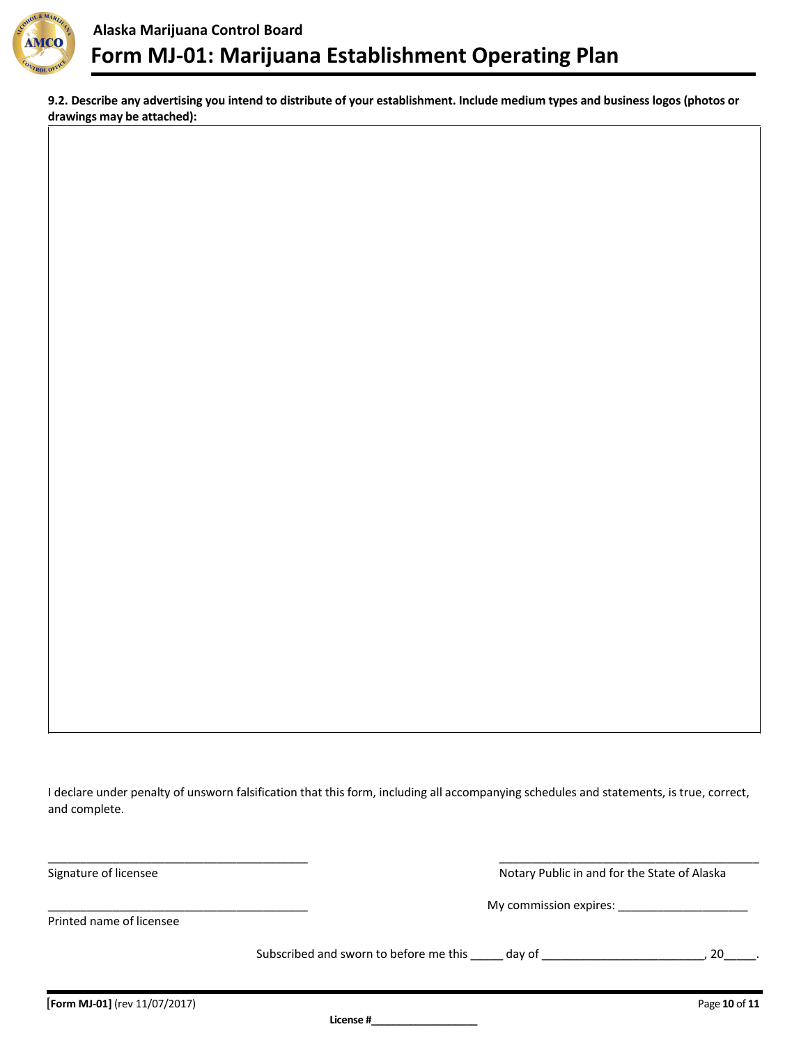**9.2. Describe any advertising you intend to distribute of your establishment. Include medium types and business logos (photos or drawings may be attached):**

I declare under penalty of unsworn falsification that this form, including all accompanying schedules and statements, is true, correct, and complete.

_________________________________________
Signature of licensee

_________________________________________
Printed name of licensee

_________________________________________
Notary Public in and for the State of Alaska

My commission expires: ____________________

Subscribed and sworn to before me this _____ day of ________________________, 20_____.

License #__________________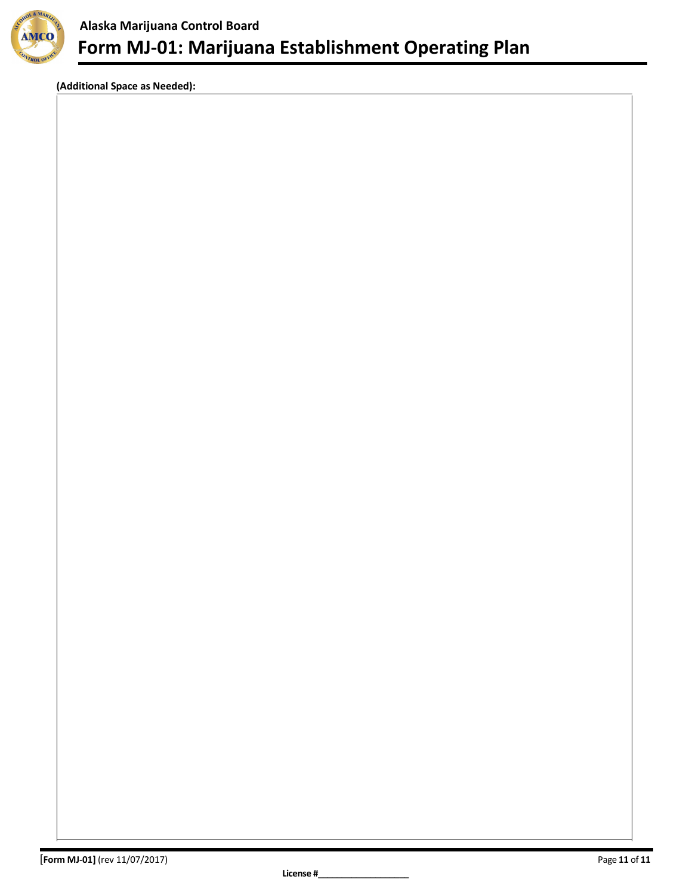**(Additional Space as Needed):**

License #__________________